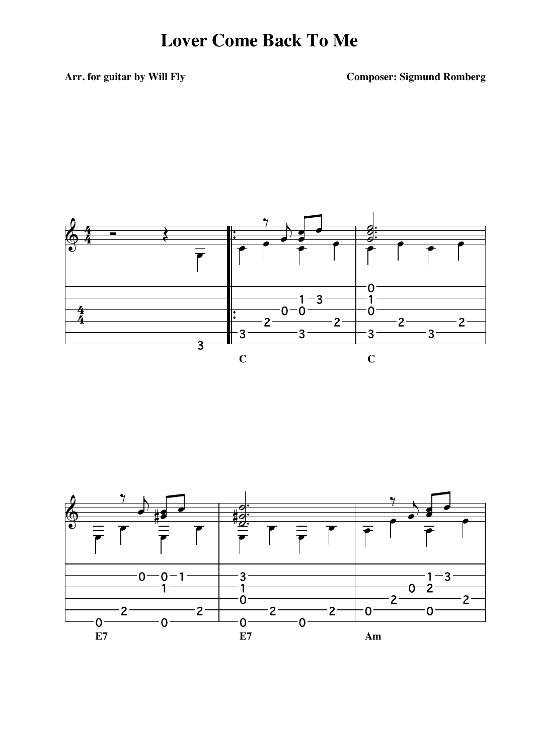# Lover Come Back To Me

**Arr. for guitar by Will Fly**

**Composer: Sigmund Romberg**

C C

E7 E7 Am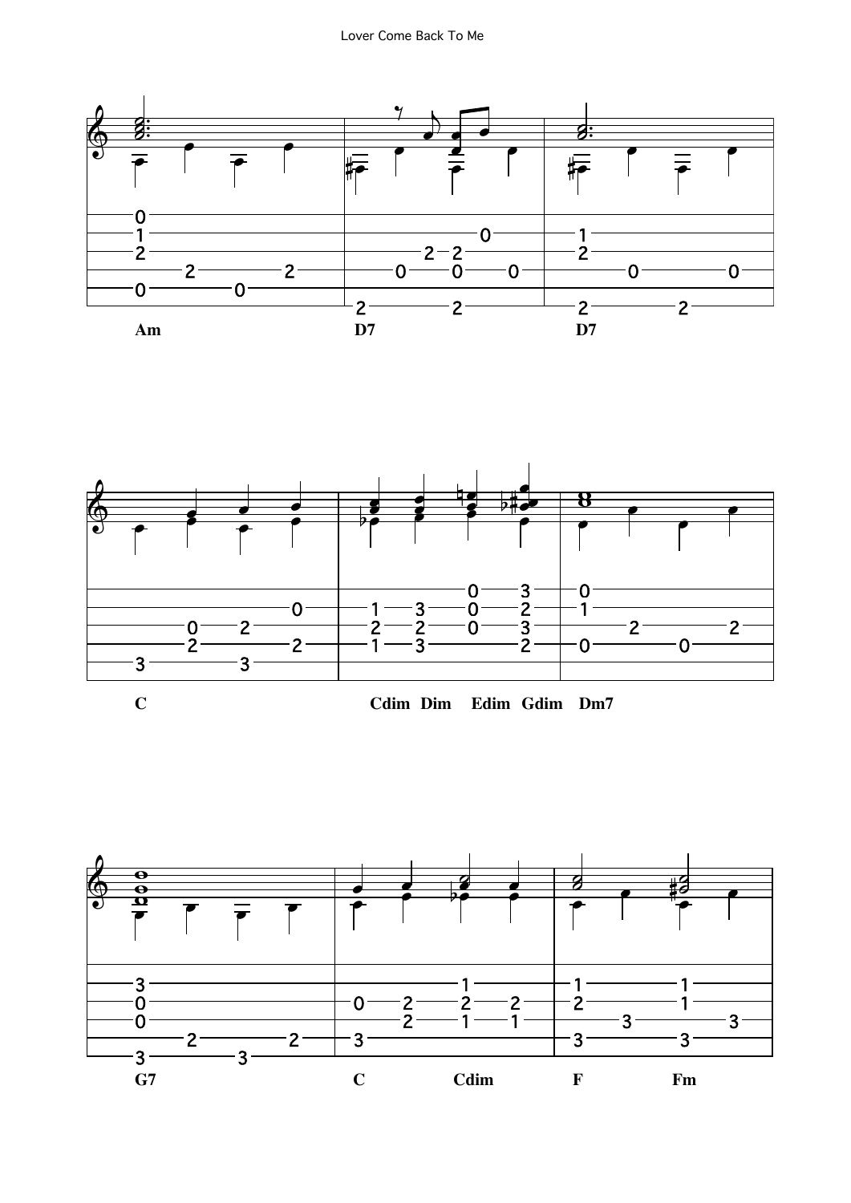Am D7 D7

C Cdim Dim Edim Gdim Dm7

G7 C Cdim F Fm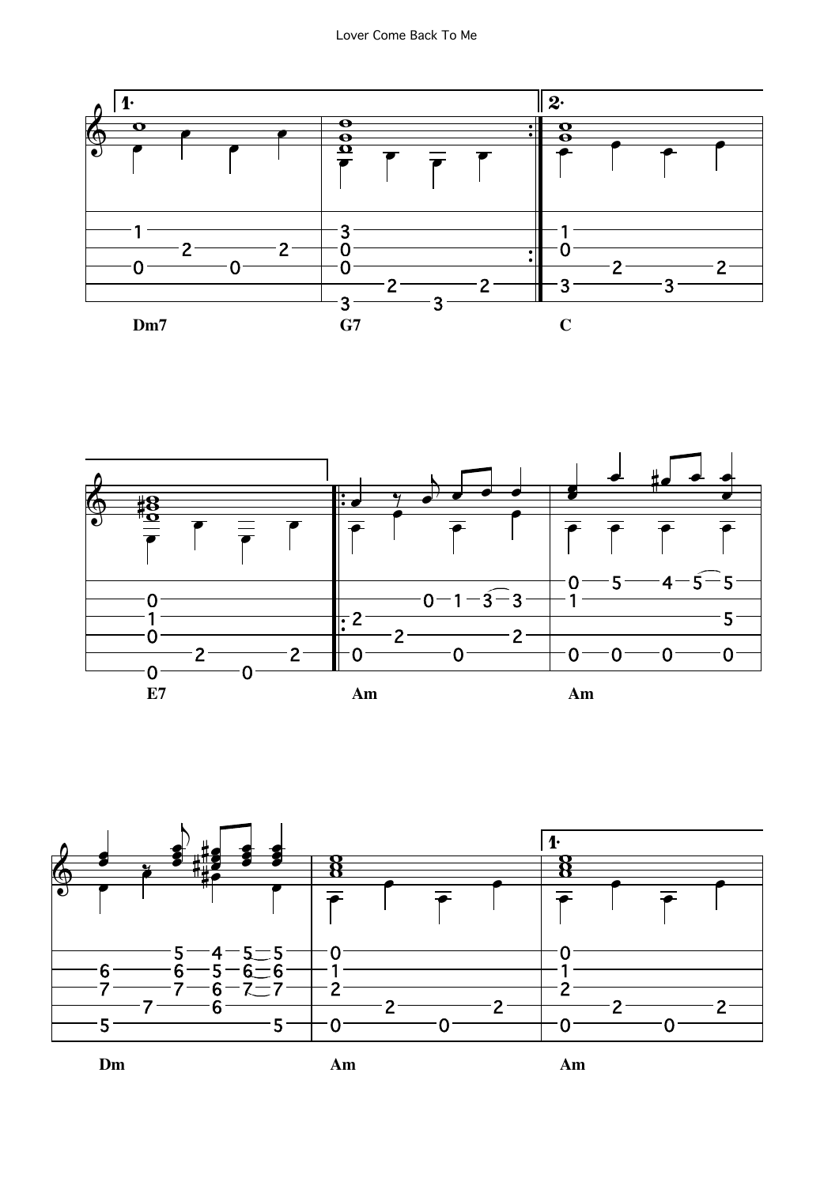Dm7 G7 C

E7 Am Am

Dm Am Am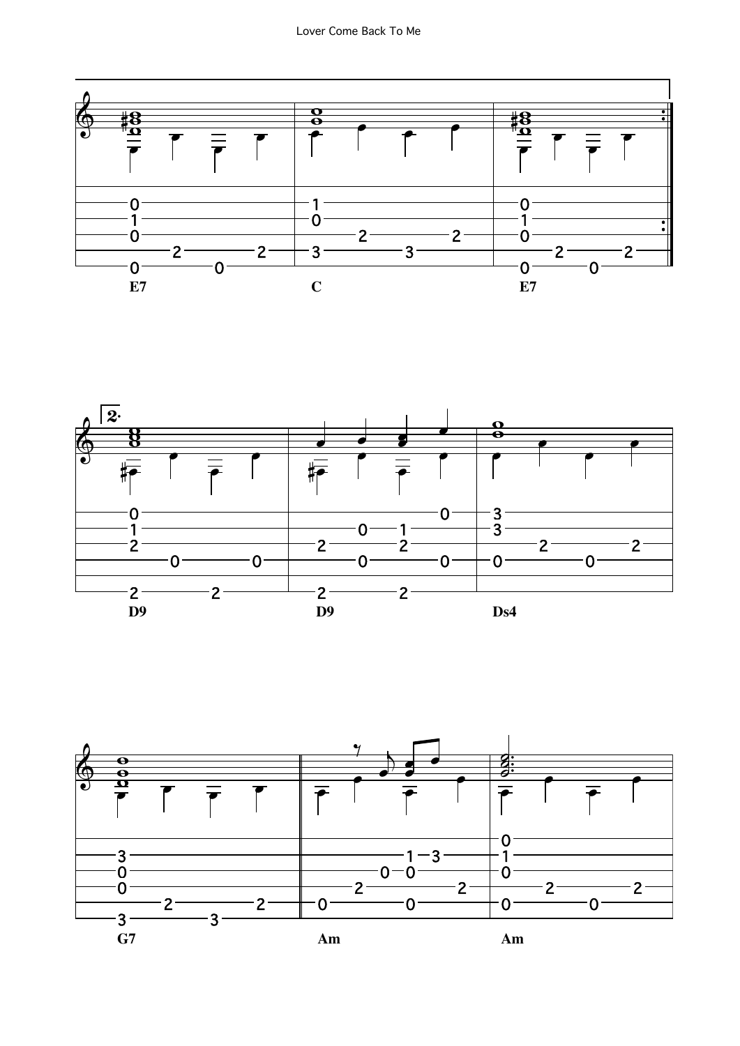E7 C E7

D9 D9 Ds4

G7 Am Am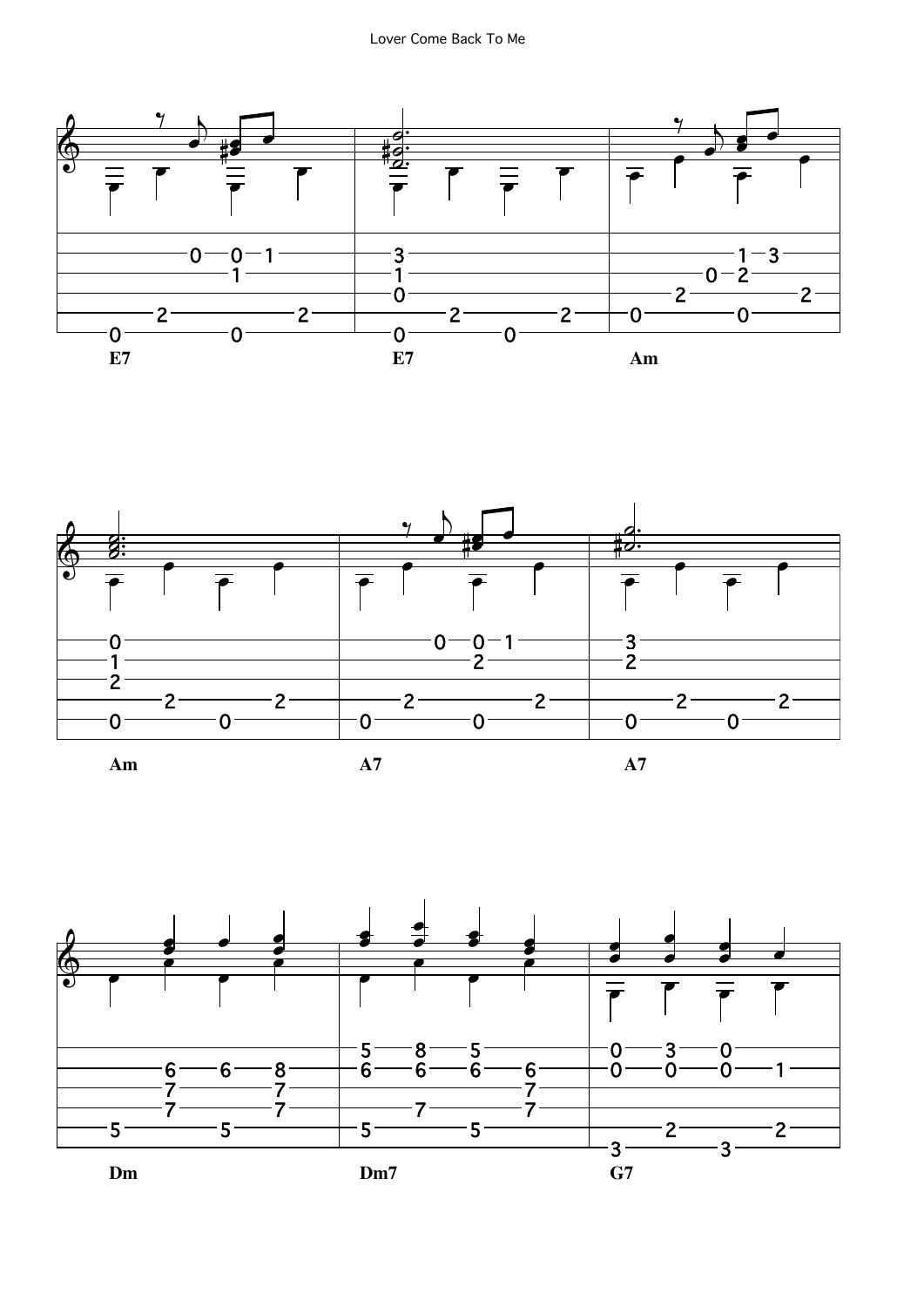E7 E7 Am

Am A7 A7

Dm Dm7 G7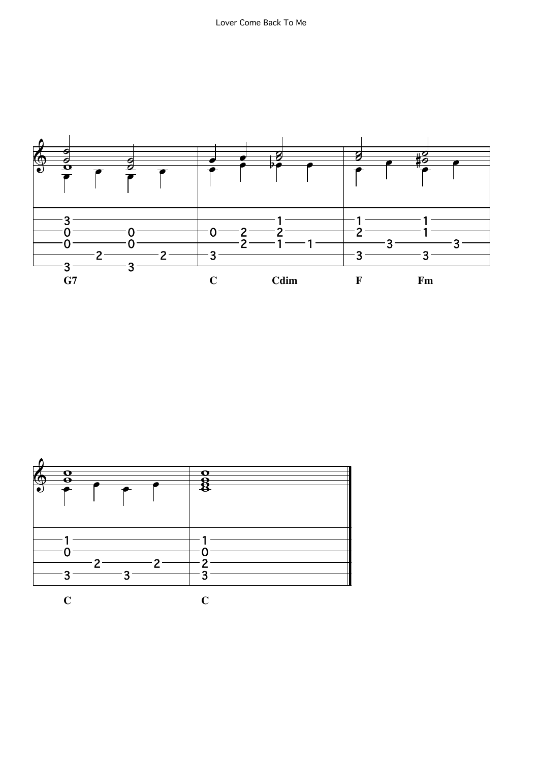G7 C Cdim F Fm

C C